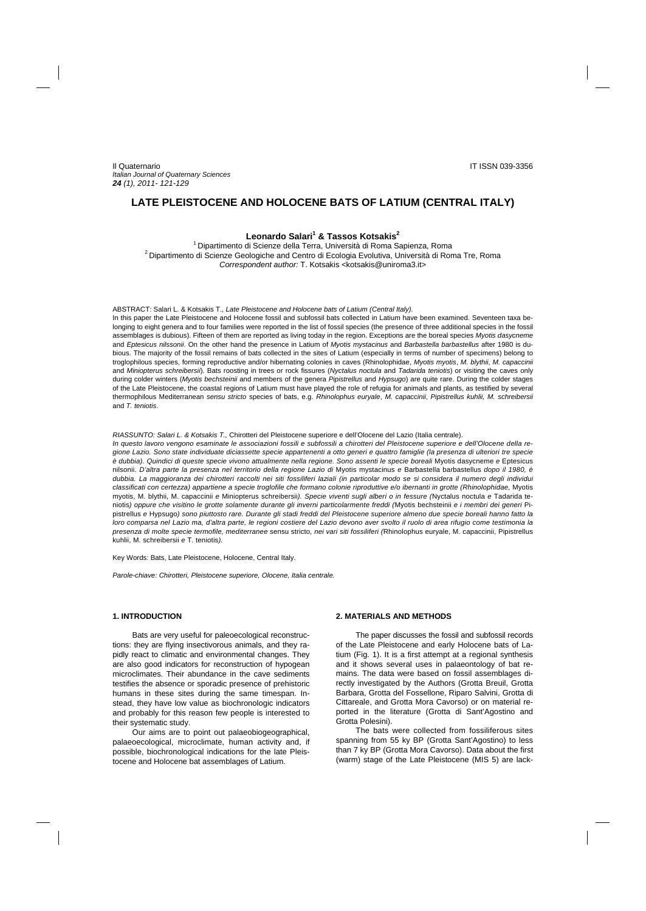Il Quaternario
*Italian Journal of Quaternary Sciences*
***24** (1), 2011- 121-129*

IT ISSN 039-3356

# LATE PLEISTOCENE AND HOLOCENE BATS OF LATIUM (CENTRAL ITALY)

**Leonardo Salari[1] & Tassos Kotsakis[2]**

[1] Dipartimento di Scienze della Terra, Università di Roma Sapienza, Roma
[2] Dipartimento di Scienze Geologiche and Centro di Ecologia Evolutiva, Università di Roma Tre, Roma
*Correspondent author:* T. Kotsakis <kotsakis@uniroma3.it>

ABSTRACT: Salari L. & Kotsakis T., *Late Pleistocene and Holocene bats of Latium (Central Italy).*
In this paper the Late Pleistocene and Holocene fossil and subfossil bats collected in Latium have been examined. Seventeen taxa belonging to eight genera and to four families were reported in the list of fossil species (the presence of three additional species in the fossil assemblages is dubious). Fifteen of them are reported as living today in the region. Exceptions are the boreal species *Myotis dasycneme* and *Eptesicus nilssonii*. On the other hand the presence in Latium of *Myotis mystacinus* and *Barbastella barbastellus* after 1980 is dubious. The majority of the fossil remains of bats collected in the sites of Latium (especially in terms of number of specimens) belong to troglophilous species, forming reproductive and/or hibernating colonies in caves (Rhinolophidae, *Myotis myotis*, *M. blythii*, *M. capaccinii* and *Miniopterus schreibersii*). Bats roosting in trees or rock fissures (*Nyctalus noctula* and *Tadarida teniotis*) or visiting the caves only during colder winters (*Myotis bechsteinii* and members of the genera *Pipistrellus* and *Hypsugo*) are quite rare. During the colder stages of the Late Pleistocene, the coastal regions of Latium must have played the role of refugia for animals and plants, as testified by several thermophilous Mediterranean *sensu stricto* species of bats, e.g. *Rhinolophus euryale*, *M. capaccinii*, *Pipistrellus kuhlii, M. schreibersii* and *T. teniotis*.

*RIASSUNTO: Salari L. & Kotsakis T.,* Chirotteri del Pleistocene superiore e dell'Olocene del Lazio (Italia centrale).
*In questo lavoro vengono esaminate le associazioni fossili e subfossili a chirotteri del Pleistocene superiore e dell'Olocene della regione Lazio. Sono state individuate diciassette specie appartenenti a otto generi e quattro famiglie (la presenza di ulteriori tre specie è dubbia). Quindici di queste specie vivono attualmente nella regione. Sono assenti le specie boreali* Myotis dasycneme *e* Eptesicus nilsonii. *D'altra parte la presenza nel territorio della regione Lazio di* Myotis mystacinus *e* Barbastella barbastellus *dopo il 1980, è dubbia. La maggioranza dei chirotteri raccolti nei siti fossiliferi laziali (in particolar modo se si considera il numero degli individui classificati con certezza) appartiene a specie troglofile che formano colonie riproduttive e/o ibernanti in grotte (Rhinolophidae,* Myotis myotis, M. blythii, M. capaccinii *e* Miniopterus schreibersii*). Specie viventi sugli alberi o in fessure (*Nyctalus noctula *e* Tadarida teniotis*) oppure che visitino le grotte solamente durante gli inverni particolarmente freddi (*Myotis bechsteinii *e i membri dei generi* Pipistrellus *e* Hypsugo*) sono piuttosto rare. Durante gli stadi freddi del Pleistocene superiore almeno due specie boreali hanno fatto la loro comparsa nel Lazio ma, d'altra parte, le regioni costiere del Lazio devono aver svolto il ruolo di area rifugio come testimonia la presenza di molte specie termofile, mediterranee* sensu stricto*, nei vari siti fossiliferi (*Rhinolophus euryale, M. capaccinii, Pipistrellus kuhlii, M. schreibersii *e* T. teniotis*).*

Key Words: Bats, Late Pleistocene, Holocene, Central Italy.

*Parole-chiave: Chirotteri, Pleistocene superiore, Olocene, Italia centrale.*

## 1. INTRODUCTION

Bats are very useful for paleoecological reconstructions: they are flying insectivorous animals, and they rapidly react to climatic and environmental changes. They are also good indicators for reconstruction of hypogean microclimates. Their abundance in the cave sediments testifies the absence or sporadic presence of prehistoric humans in these sites during the same timespan. Instead, they have low value as biochronologic indicators and probably for this reason few people is interested to their systematic study.

Our aims are to point out palaeobiogeographical, palaeoecological, microclimate, human activity and, if possible, biochronological indications for the late Pleistocene and Holocene bat assemblages of Latium.

## 2. MATERIALS AND METHODS

The paper discusses the fossil and subfossil records of the Late Pleistocene and early Holocene bats of Latium (Fig. 1). It is a first attempt at a regional synthesis and it shows several uses in palaeontology of bat remains. The data were based on fossil assemblages directly investigated by the Authors (Grotta Breuil, Grotta Barbara, Grotta del Fossellone, Riparo Salvini, Grotta di Cittareale, and Grotta Mora Cavorso) or on material reported in the literature (Grotta di Sant'Agostino and Grotta Polesini).

The bats were collected from fossiliferous sites spanning from 55 ky BP (Grotta Sant'Agostino) to less than 7 ky BP (Grotta Mora Cavorso). Data about the first (warm) stage of the Late Pleistocene (MIS 5) are lack-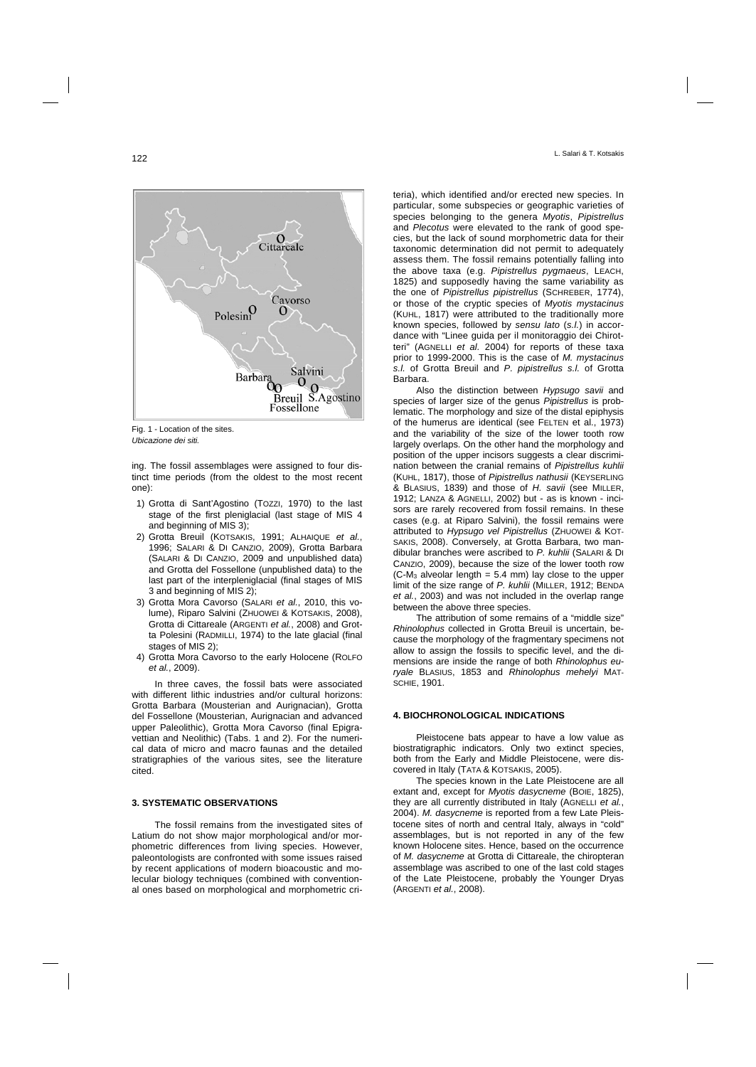Fig. 1 - Location of the sites.
*Ubicazione dei siti.*

ing. The fossil assemblages were assigned to four distinct time periods (from the oldest to the most recent one):

1) Grotta di Sant'Agostino (TOZZI, 1970) to the last stage of the first pleniglacial (last stage of MIS 4 and beginning of MIS 3);
2) Grotta Breuil (KOTSAKIS, 1991; ALHAIQUE *et al.*, 1996; SALARI & DI CANZIO, 2009), Grotta Barbara (SALARI & DI CANZIO, 2009 and unpublished data) and Grotta del Fossellone (unpublished data) to the last part of the interpleniglacial (final stages of MIS 3 and beginning of MIS 2);
3) Grotta Mora Cavorso (SALARI *et al.*, 2010, this volume), Riparo Salvini (ZHUOWEI & KOTSAKIS, 2008), Grotta di Cittareale (ARGENTI *et al.*, 2008) and Grotta Polesini (RADMILLI, 1974) to the late glacial (final stages of MIS 2);
4) Grotta Mora Cavorso to the early Holocene (ROLFO *et al.*, 2009).

In three caves, the fossil bats were associated with different lithic industries and/or cultural horizons: Grotta Barbara (Mousterian and Aurignacian), Grotta del Fossellone (Mousterian, Aurignacian and advanced upper Paleolithic), Grotta Mora Cavorso (final Epigravettian and Neolithic) (Tabs. 1 and 2). For the numerical data of micro and macro faunas and the detailed stratigraphies of the various sites, see the literature cited.

## 3. SYSTEMATIC OBSERVATIONS

The fossil remains from the investigated sites of Latium do not show major morphological and/or morphometric differences from living species. However, paleontologists are confronted with some issues raised by recent applications of modern bioacoustic and molecular biology techniques (combined with conventional ones based on morphological and morphometric criteria), which identified and/or erected new species. In particular, some subspecies or geographic varieties of species belonging to the genera *Myotis*, *Pipistrellus* and *Plecotus* were elevated to the rank of good species, but the lack of sound morphometric data for their taxonomic determination did not permit to adequately assess them. The fossil remains potentially falling into the above taxa (e.g. *Pipistrellus pygmaeus*, LEACH, 1825) and supposedly having the same variability as the one of *Pipistrellus pipistrellus* (SCHREBER, 1774), or those of the cryptic species of *Myotis mystacinus* (KUHL, 1817) were attributed to the traditionally more known species, followed by *sensu lato* (*s.l.*) in accordance with "Linee guida per il monitoraggio dei Chirotteri" (AGNELLI *et al.* 2004) for reports of these taxa prior to 1999-2000. This is the case of *M. mystacinus s.l.* of Grotta Breuil and *P. pipistrellus s.l.* of Grotta Barbara.

Also the distinction between *Hypsugo savii* and species of larger size of the genus *Pipistrellus* is problematic. The morphology and size of the distal epiphysis of the humerus are identical (see FELTEN et al., 1973) and the variability of the size of the lower tooth row largely overlaps. On the other hand the morphology and position of the upper incisors suggests a clear discrimination between the cranial remains of *Pipistrellus kuhlii* (KUHL, 1817), those of *Pipistrellus nathusii* (KEYSERLING & BLASIUS, 1839) and those of *H. savii* (see MILLER, 1912; LANZA & AGNELLI, 2002) but - as is known - incisors are rarely recovered from fossil remains. In these cases (e.g. at Riparo Salvini), the fossil remains were attributed to *Hypsugo vel Pipistrellus* (ZHUOWEI & KOTSAKIS, 2008). Conversely, at Grotta Barbara, two mandibular branches were ascribed to *P. kuhlii* (SALARI & DI CANZIO, 2009), because the size of the lower tooth row ($C$-$M_3$ alveolar length = 5.4 mm) lay close to the upper limit of the size range of *P. kuhlii* (MILLER, 1912; BENDA *et al.*, 2003) and was not included in the overlap range between the above three species.

The attribution of some remains of a "middle size" *Rhinolophus* collected in Grotta Breuil is uncertain, because the morphology of the fragmentary specimens not allow to assign the fossils to specific level, and the dimensions are inside the range of both *Rhinolophus euryale* BLASIUS, 1853 and *Rhinolophus mehelyi* MATSCHIE, 1901.

## 4. BIOCHRONOLOGICAL INDICATIONS

Pleistocene bats appear to have a low value as biostratigraphic indicators. Only two extinct species, both from the Early and Middle Pleistocene, were discovered in Italy (TATA & KOTSAKIS, 2005).

The species known in the Late Pleistocene are all extant and, except for *Myotis dasycneme* (BOIE, 1825), they are all currently distributed in Italy (AGNELLI *et al.*, 2004). *M. dasycneme* is reported from a few Late Pleistocene sites of north and central Italy, always in "cold" assemblages, but is not reported in any of the few known Holocene sites. Hence, based on the occurrence of *M. dasycneme* at Grotta di Cittareale, the chiropteran assemblage was ascribed to one of the last cold stages of the Late Pleistocene, probably the Younger Dryas (ARGENTI *et al.*, 2008).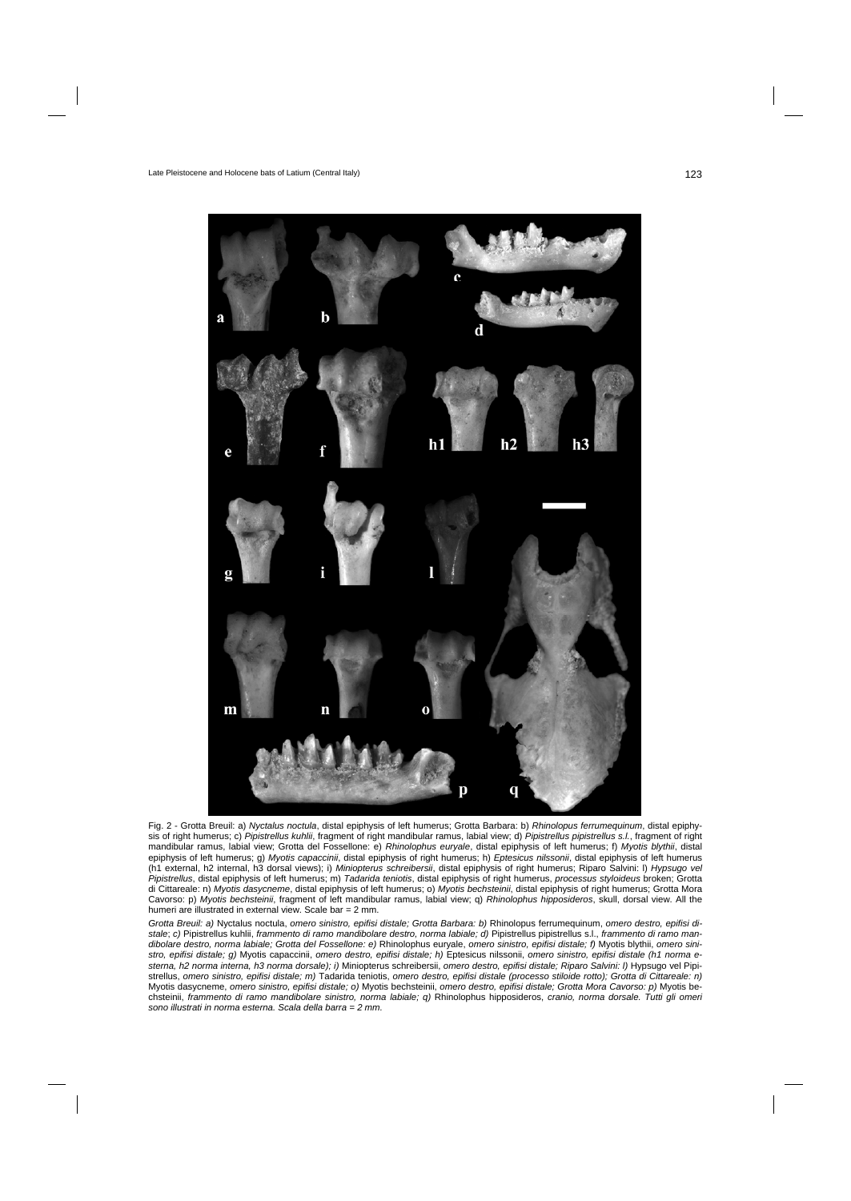Fig. 2 - Grotta Breuil: a) *Nyctalus noctula*, distal epiphysis of left humerus; Grotta Barbara: b) *Rhinolopus ferrumequinum*, distal epiphysis of right humerus; c) *Pipistrellus kuhlii*, fragment of right mandibular ramus, labial view; d) *Pipistrellus pipistrellus s.l.*, fragment of right mandibular ramus, labial view; Grotta del Fossellone: e) *Rhinolophus euryale*, distal epiphysis of left humerus; f) *Myotis blythii*, distal epiphysis of left humerus; g) *Myotis capaccinii*, distal epiphysis of right humerus; h) *Eptesicus nilssonii*, distal epiphysis of left humerus (h1 external, h2 internal, h3 dorsal views); i) *Miniopterus schreibersii*, distal epiphysis of right humerus; Riparo Salvini: l) *Hypsugo vel Pipistrellus*, distal epiphysis of left humerus; m) *Tadarida teniotis*, distal epiphysis of right humerus, *processus styloideus* broken; Grotta di Cittareale: n) *Myotis dasycneme*, distal epiphysis of left humerus; o) *Myotis bechsteinii*, distal epiphysis of right humerus; Grotta Mora Cavorso: p) *Myotis bechsteinii*, fragment of left mandibular ramus, labial view; q) *Rhinolophus hipposideros*, skull, dorsal view. All the humeri are illustrated in external view. Scale bar = 2 mm.

*Grotta Breuil: a)* Nyctalus noctula, *omero sinistro, epifisi distale; Grotta Barbara: b)* Rhinolopus ferrumequinum, *omero destro, epifisi distale; c)* Pipistrellus kuhlii, *frammento di ramo mandibolare destro, norma labiale; d)* Pipistrellus pipistrellus s.l., *frammento di ramo mandibolare destro, norma labiale; Grotta del Fossellone: e)* Rhinolophus euryale, *omero sinistro, epifisi distale; f)* Myotis blythii, *omero sinistro, epifisi distale; g)* Myotis capaccinii, *omero destro, epifisi distale; h)* Eptesicus nilssonii, *omero sinistro, epifisi distale (h1 norma esterna, h2 norma interna, h3 norma dorsale); i)* Miniopterus schreibersii, *omero destro, epifisi distale; Riparo Salvini: l)* Hypsugo vel Pipistrellus, *omero sinistro, epifisi distale; m)* Tadarida teniotis, *omero destro, epifisi distale (processo stiloide rotto); Grotta di Cittareale: n)* Myotis dasycneme, *omero sinistro, epifisi distale; o)* Myotis bechsteinii, *omero destro, epifisi distale; Grotta Mora Cavorso: p)* Myotis bechsteinii, *frammento di ramo mandibolare sinistro, norma labiale; q)* Rhinolophus hipposideros, *cranio, norma dorsale. Tutti gli omeri sono illustrati in norma esterna. Scala della barra = 2 mm.*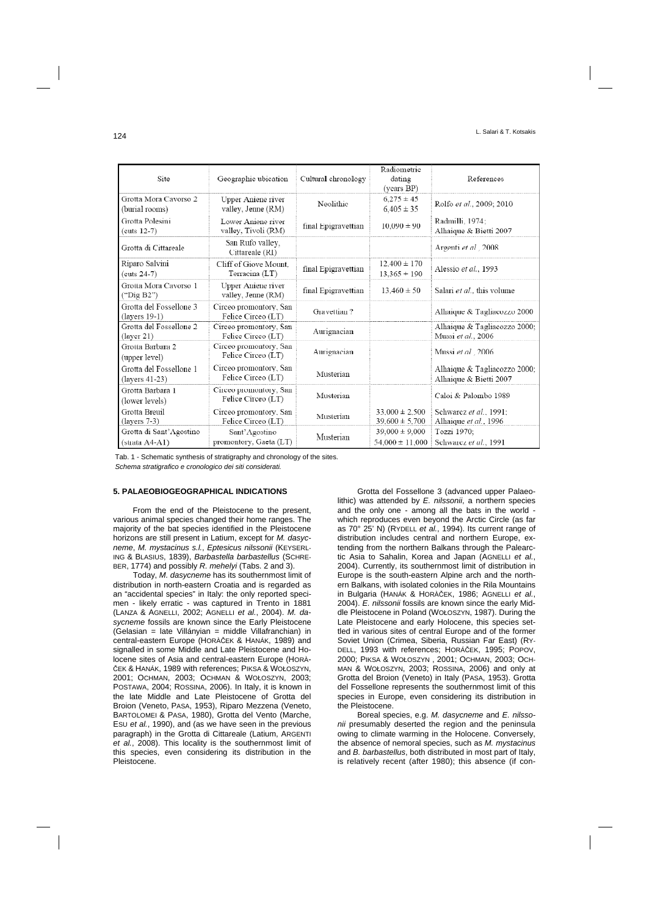| Site | Geographic ubication | Cultural chronology | Radiometric dating (years BP) | References |
|---|---|---|---|---|
| Grotta Mora Cavorso 2 (burial rooms) | Upper Aniene river valley, Jenne (RM) | Neolithic | 6,275 ± 45<br>6,405 ± 35 | Rolfo *et al.*, 2009; 2010 |
| Grotta Polesini (cuts 12-7) | Lower Aniene river valley, Tivoli (RM) | final Epigravettian | 10,090 ± 90 | Radmilli, 1974; Alhaique & Bietti 2007 |
| Grotta di Cittareale | San Rufo valley, Cittareale (RI) | | | Argenti *et al.*, 2008 |
| Riparo Salvini (cuts 24-7) | Cliff of Giove Mount, Terracina (LT) | final Epigravettian | 12,400 ± 170<br>13,365 ± 190 | Alessio *et al.*, 1993 |
| Grotta Mora Cavorso 1 ("Dig B2") | Upper Aniene river valley, Jenne (RM) | final Epigravettian | 13,460 ± 50 | Salari *et al.*, this volume |
| Grotta del Fossellone 3 (layers 19-1) | Circeo promontory, San Felice Circeo (LT) | Gravettian ? | | Alhaique & Tagliacozzo 2000 |
| Grotta del Fossellone 2 (layer 21) | Circeo promontory, San Felice Circeo (LT) | Aurignacian | | Alhaique & Tagliacozzo 2000; Mussi *et al.*, 2006 |
| Grotta Barbara 2 (upper level) | Circeo promontory, San Felice Circeo (LT) | Aurignacian | | Mussi *et al.*, 2006 |
| Grotta del Fossellone 1 (layers 41-23) | Circeo promontory, San Felice Circeo (LT) | Musterian | | Alhaique & Tagliacozzo 2000; Alhaique & Bietti 2007 |
| Grotta Barbara 1 (lower levels) | Circeo promontory, San Felice Circeo (LT) | Musterian | | Caloi & Palombo 1989 |
| Grotta Breuil (layers 7-3) | Circeo promontory, San Felice Circeo (LT) | Musterian | 33,000 ± 2,500<br>39,600 ± 5,700 | Schwarcz *et al.*, 1991; Alhaique *et al.*, 1996 |
| Grotta di Sant'Agostino (strata A4-A1) | Sant'Agostino promontory, Gaeta (LT) | Musterian | 39,000 ± 9,000<br>54,000 ± 11,000 | Tozzi 1970; Schwarcz *et al.*, 1991 |

Tab. 1 - Schematic synthesis of stratigraphy and chronology of the sites.
*Schema stratigrafico e cronologico dei siti considerati.*

## 5. PALAEOBIOGEOGRAPHICAL INDICATIONS

From the end of the Pleistocene to the present, various animal species changed their home ranges. The majority of the bat species identified in the Pleistocene horizons are still present in Latium, except for *M. dasycneme*, *M. mystacinus s.l.*, *Eptesicus nilssonii* (Keyserling & Blasius, 1839), *Barbastella barbastellus* (Schreber, 1774) and possibly *R. mehelyi* (Tabs. 2 and 3).

Today, *M. dasycneme* has its southernmost limit of distribution in north-eastern Croatia and is regarded as an "accidental species" in Italy: the only reported specimen - likely erratic - was captured in Trento in 1881 (Lanza & Agnelli, 2002; Agnelli *et al.*, 2004). *M. dasycneme* fossils are known since the Early Pleistocene (Gelasian = late Villányian = middle Villafranchian) in central-eastern Europe (Horáček & Hanák, 1989) and signalled in some Middle and Late Pleistocene and Holocene sites of Asia and central-eastern Europe (Horáček & Hanák, 1989 with references; Piksa & Wołoszyn, 2001; Ochman, 2003; Ochman & Wołoszyn, 2003; Postawa, 2004; Rossina, 2006). In Italy, it is known in the late Middle and Late Pleistocene of Grotta del Broion (Veneto, Pasa, 1953), Riparo Mezzena (Veneto, Bartolomei & Pasa, 1980), Grotta del Vento (Marche, Esu *et al.*, 1990), and (as we have seen in the previous paragraph) in the Grotta di Cittareale (Latium, Argenti *et al.*, 2008). This locality is the southernmost limit of this species, even considering its distribution in the Pleistocene.

Grotta del Fossellone 3 (advanced upper Palaeolithic) was attended by *E. nilssonii*, a northern species and the only one - among all the bats in the world - which reproduces even beyond the Arctic Circle (as far as 70° 25' N) (Rydell *et al.*, 1994). Its current range of distribution includes central and northern Europe, extending from the northern Balkans through the Palearctic Asia to Sahalin, Korea and Japan (Agnelli *et al.*, 2004). Currently, its southernmost limit of distribution in Europe is the south-eastern Alpine arch and the northern Balkans, with isolated colonies in the Rila Mountains in Bulgaria (Hanák & Horáček, 1986; Agnelli *et al.*, 2004). *E. nilssonii* fossils are known since the early Middle Pleistocene in Poland (Wołoszyn, 1987). During the Late Pleistocene and early Holocene, this species settled in various sites of central Europe and of the former Soviet Union (Crimea, Siberia, Russian Far East) (Rydell, 1993 with references; Horáček, 1995; Popov, 2000; Piksa & Wołoszyn , 2001; Ochman, 2003; Ochman & Wołoszyn, 2003; Rossina, 2006) and only at Grotta del Broion (Veneto) in Italy (Pasa, 1953). Grotta del Fossellone represents the southernmost limit of this species in Europe, even considering its distribution in the Pleistocene.

Boreal species, e.g. *M. dasycneme* and *E. nilssonii* presumably deserted the region and the peninsula owing to climate warming in the Holocene. Conversely, the absence of nemoral species, such as *M. mystacinus* and *B. barbastellus*, both distributed in most part of Italy, is relatively recent (after 1980); this absence (if con-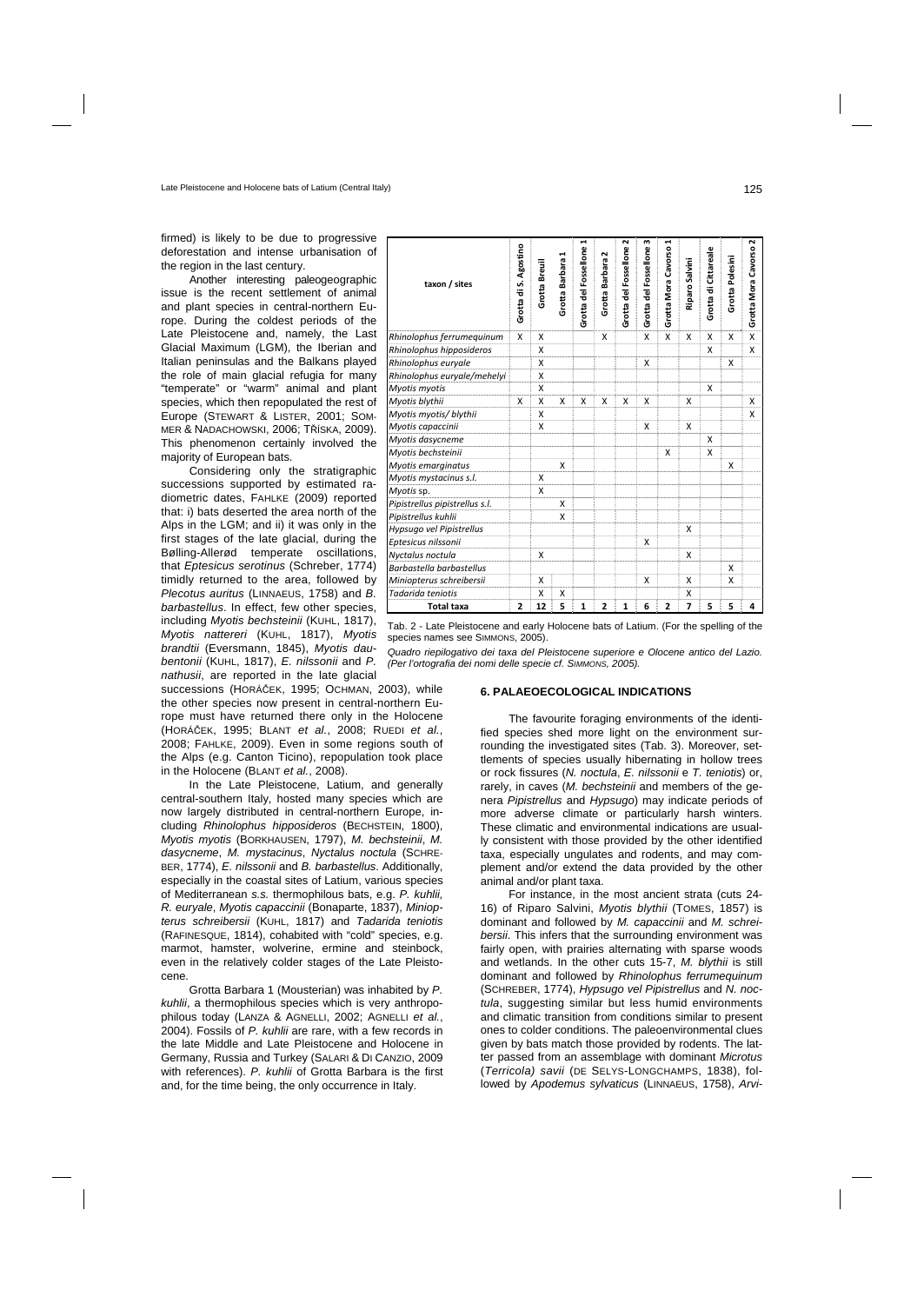firmed) is likely to be due to progressive deforestation and intense urbanisation of the region in the last century.

Another interesting paleogeographic issue is the recent settlement of animal and plant species in central-northern Europe. During the coldest periods of the Late Pleistocene and, namely, the Last Glacial Maximum (LGM), the Iberian and Italian peninsulas and the Balkans played the role of main glacial refugia for many "temperate" or "warm" animal and plant species, which then repopulated the rest of Europe (STEWART & LISTER, 2001; SOMMER & NADACHOWSKI, 2006; TŘÍSKA, 2009). This phenomenon certainly involved the majority of European bats.

Considering only the stratigraphic successions supported by estimated radiometric dates, FAHLKE (2009) reported that: i) bats deserted the area north of the Alps in the LGM; and ii) it was only in the first stages of the late glacial, during the Bølling-Allerød temperate oscillations, that *Eptesicus serotinus* (Schreber, 1774) timidly returned to the area, followed by *Plecotus auritus* (LINNAEUS, 1758) and *B. barbastellus*. In effect, few other species, including *Myotis bechsteinii* (KUHL, 1817), *Myotis nattereri* (KUHL, 1817), *Myotis brandtii* (Eversmann, 1845), *Myotis daubentonii* (KUHL, 1817), *E. nilssonii* and *P. nathusii*, are reported in the late glacial successions (HORÁČEK, 1995; OCHMAN, 2003), while the other species now present in central-northern Europe must have returned there only in the Holocene (HORÁČEK, 1995; BLANT *et al.*, 2008; RUEDI *et al.*, 2008; FAHLKE, 2009). Even in some regions south of the Alps (e.g. Canton Ticino), repopulation took place in the Holocene (BLANT *et al.*, 2008).

In the Late Pleistocene, Latium, and generally central-southern Italy, hosted many species which are now largely distributed in central-northern Europe, including *Rhinolophus hipposideros* (BECHSTEIN, 1800), *Myotis myotis* (BORKHAUSEN, 1797), *M. bechsteinii*, *M. dasycneme*, *M. mystacinus*, *Nyctalus noctula* (SCHREBER, 1774), *E. nilssonii* and *B. barbastellus*. Additionally, especially in the coastal sites of Latium, various species of Mediterranean *s.s.* thermophilous bats, e.g. *P. kuhlii, R. euryale*, *Myotis capaccinii* (Bonaparte, 1837), *Miniopterus schreibersii* (KUHL, 1817) and *Tadarida teniotis* (RAFINESQUE, 1814), cohabited with "cold" species, e.g. marmot, hamster, wolverine, ermine and steinbock, even in the relatively colder stages of the Late Pleistocene.

Grotta Barbara 1 (Mousterian) was inhabited by *P. kuhlii*, a thermophilous species which is very anthropophilous today (LANZA & AGNELLI, 2002; AGNELLI *et al.*, 2004). Fossils of *P. kuhlii* are rare, with a few records in the late Middle and Late Pleistocene and Holocene in Germany, Russia and Turkey (SALARI & DI CANZIO, 2009 with references). *P. kuhlii* of Grotta Barbara is the first and, for the time being, the only occurrence in Italy.

| taxon / sites | Grotta di S. Agostino | Grotta Breuil | Grotta Barbara 1 | Grotta del Fossellone 1 | Grotta Barbara 2 | Grotta del Fossellone 2 | Grotta del Fossellone 3 | Grotta Mora Cavorso 1 | Riparo Salvini | Grotta di Cittareale | Grotta Polesini | Grotta Mora Cavorso 2 |
|---|---|---|---|---|---|---|---|---|---|---|---|---|
| *Rhinolophus ferrumequinum* | X | X | | | X | | X | X | X | X | X | X |
| *Rhinolophus hipposideros* | | X | | | | | | | | X | | X |
| *Rhinolophus euryale* | | X | | | | | X | | | | X | |
| *Rhinolophus euryale/mehelyi* | | X | | | | | | | | | | |
| *Myotis myotis* | | X | | | | | | | | X | | |
| *Myotis blythii* | X | X | X | X | X | X | X | | X | | | X |
| *Myotis myotis/ blythii* | | X | | | | | | | | | | X |
| *Myotis capaccinii* | | X | | | | | X | | X | | | |
| *Myotis dasycneme* | | | | | | | | | | X | | |
| *Myotis bechsteinii* | | | | | | | | X | | X | | |
| *Myotis emarginatus* | | | X | | | | | | | | X | |
| *Myotis mystacinus s.l.* | | X | | | | | | | | | | |
| *Myotis* sp. | | X | | | | | | | | | | |
| *Pipistrellus pipistrellus s.l.* | | | X | | | | | | | | | |
| *Pipistrellus kuhlii* | | | X | | | | | | | | | |
| *Hypsugo vel Pipistrellus* | | | | | | | | | X | | | |
| *Eptesicus nilssonii* | | | | | | | X | | | | | |
| *Nyctalus noctula* | | X | | | | | | | X | | | |
| *Barbastella barbastellus* | | | | | | | | | | | X | |
| *Miniopterus schreibersii* | | X | | | | | X | | X | | X | |
| *Tadarida teniotis* | | X | X | | | | | | X | | | |
| **Total taxa** | **2** | **12** | **5** | **1** | **2** | **1** | **6** | **2** | **7** | **5** | **5** | **4** |

Tab. 2 - Late Pleistocene and early Holocene bats of Latium. (For the spelling of the species names see SIMMONS, 2005).

*Quadro riepilogativo dei taxa del Pleistocene superiore e Olocene antico del Lazio. (Per l'ortografia dei nomi delle specie cf. SIMMONS, 2005).*

## 6. PALAEOECOLOGICAL INDICATIONS

The favourite foraging environments of the identified species shed more light on the environment surrounding the investigated sites (Tab. 3). Moreover, settlements of species usually hibernating in hollow trees or rock fissures (*N. noctula*, *E. nilssonii* e *T. teniotis*) or, rarely, in caves (*M. bechsteinii* and members of the genera *Pipistrellus* and *Hypsugo*) may indicate periods of more adverse climate or particularly harsh winters. These climatic and environmental indications are usually consistent with those provided by the other identified taxa, especially ungulates and rodents, and may complement and/or extend the data provided by the other animal and/or plant taxa.

For instance, in the most ancient strata (cuts 24-16) of Riparo Salvini, *Myotis blythii* (TOMES, 1857) is dominant and followed by *M. capaccinii* and *M. schreibersii*. This infers that the surrounding environment was fairly open, with prairies alternating with sparse woods and wetlands. In the other cuts 15-7, *M. blythii* is still dominant and followed by *Rhinolophus ferrumequinum* (SCHREBER, 1774), *Hypsugo vel Pipistrellus* and *N. noctula*, suggesting similar but less humid environments and climatic transition from conditions similar to present ones to colder conditions. The paleoenvironmental clues given by bats match those provided by rodents. The latter passed from an assemblage with dominant *Microtus* (*Terricola*) *savii* (DE SELYS-LONGCHAMPS, 1838), followed by *Apodemus sylvaticus* (LINNAEUS, 1758), *Arvi-*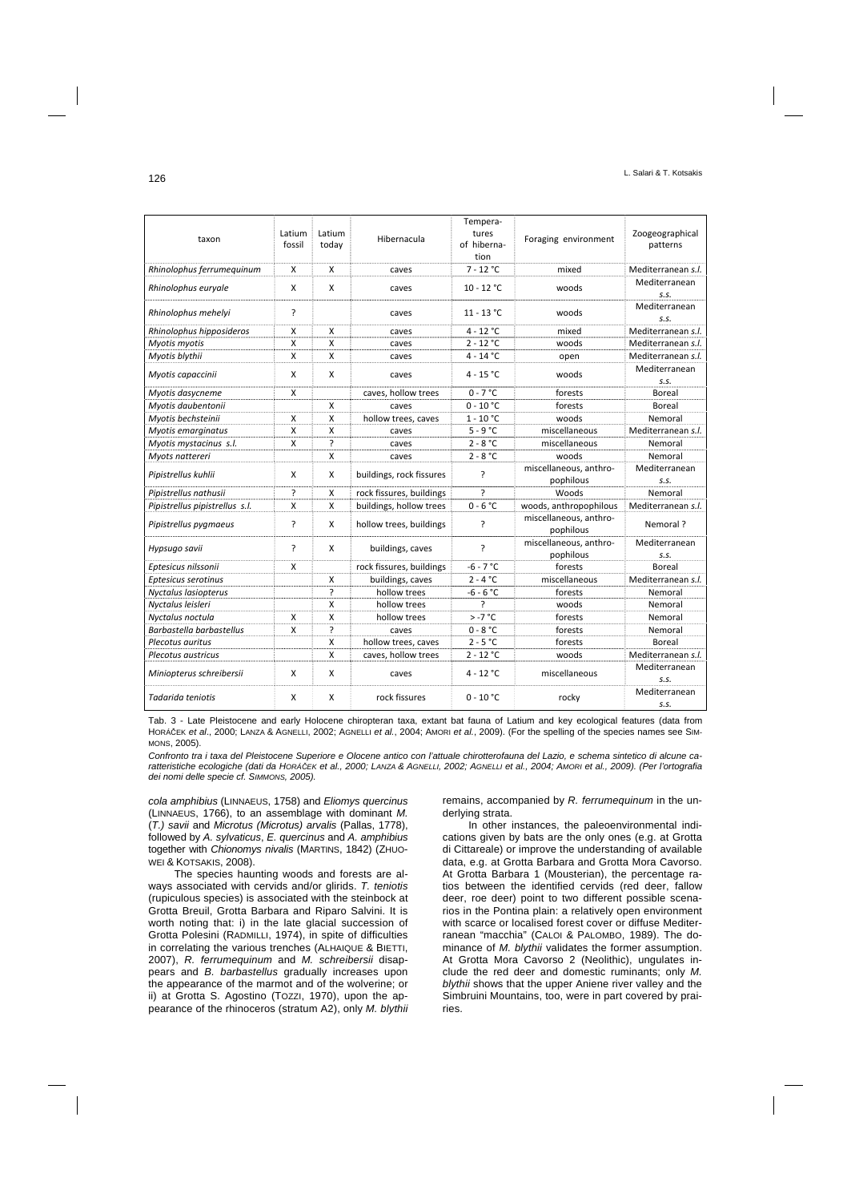| taxon | Latium fossil | Latium today | Hibernacula | Tempera-tures of hiberna-tion | Foraging environment | Zoogeographical patterns |
|---|---|---|---|---|---|---|
| *Rhinolophus ferrumequinum* | X | X | caves | 7 - 12 °C | mixed | Mediterranean *s.l.* |
| *Rhinolophus euryale* | X | X | caves | 10 - 12 °C | woods | Mediterranean *s.s.* |
| *Rhinolophus mehelyi* | ? | | caves | 11 - 13 °C | woods | Mediterranean *s.s.* |
| *Rhinolophus hipposideros* | X | X | caves | 4 - 12 °C | mixed | Mediterranean *s.l.* |
| *Myotis myotis* | X | X | caves | 2 - 12 °C | woods | Mediterranean *s.l.* |
| *Myotis blythii* | X | X | caves | 4 - 14 °C | open | Mediterranean *s.l.* |
| *Myotis capaccinii* | X | X | caves | 4 - 15 °C | woods | Mediterranean *s.s.* |
| *Myotis dasycneme* | X | | caves, hollow trees | 0 - 7 °C | forests | Boreal |
| *Myotis daubentonii* | | X | caves | 0 - 10 °C | forests | Boreal |
| *Myotis bechsteinii* | X | X | hollow trees, caves | 1 - 10 °C | woods | Nemoral |
| *Myotis emarginatus* | X | X | caves | 5 - 9 °C | miscellaneous | Mediterranean *s.l.* |
| *Myotis mystacinus s.l.* | X | ? | caves | 2 - 8 °C | miscellaneous | Nemoral |
| *Myots nattereri* | | X | caves | 2 - 8 °C | woods | Nemoral |
| *Pipistrellus kuhlii* | X | X | buildings, rock fissures | ? | miscellaneous, anthro-pophilous | Mediterranean *s.s.* |
| *Pipistrellus nathusii* | ? | X | rock fissures, buildings | ? | Woods | Nemoral |
| *Pipistrellus pipistrellus s.l.* | X | X | buildings, hollow trees | 0 - 6 °C | woods, anthropophilous | Mediterranean *s.l.* |
| *Pipistrellus pygmaeus* | ? | X | hollow trees, buildings | ? | miscellaneous, anthro-pophilous | Nemoral ? |
| *Hypsugo savii* | ? | X | buildings, caves | ? | miscellaneous, anthro-pophilous | Mediterranean *s.s.* |
| *Eptesicus nilssonii* | X | | rock fissures, buildings | -6 - 7 °C | forests | Boreal |
| *Eptesicus serotinus* | | X | buildings, caves | 2 - 4 °C | miscellaneous | Mediterranean *s.l.* |
| *Nyctalus lasiopterus* | | ? | hollow trees | -6 - 6 °C | forests | Nemoral |
| *Nyctalus leisleri* | | X | hollow trees | ? | woods | Nemoral |
| *Nyctalus noctula* | X | X | hollow trees | > -7 °C | forests | Nemoral |
| *Barbastella barbastellus* | X | ? | caves | 0 - 8 °C | forests | Nemoral |
| *Plecotus auritus* | | X | hollow trees, caves | 2 - 5 °C | forests | Boreal |
| *Plecotus austricus* | | X | caves, hollow trees | 2 - 12 °C | woods | Mediterranean *s.l.* |
| *Miniopterus schreibersii* | X | X | caves | 4 - 12 °C | miscellaneous | Mediterranean *s.s.* |
| *Tadarida teniotis* | X | X | rock fissures | 0 - 10 °C | rocky | Mediterranean *s.s.* |

Tab. 3 - Late Pleistocene and early Holocene chiropteran taxa, extant bat fauna of Latium and key ecological features (data from Horáček *et al.*, 2000; Lanza & Agnelli, 2002; Agnelli *et al.*, 2004; Amori *et al.*, 2009). (For the spelling of the species names see Simmons, 2005).

*Confronto tra i taxa del Pleistocene Superiore e Olocene antico con l'attuale chirotterofauna del Lazio, e schema sintetico di alcune caratteristiche ecologiche (dati da Horáček et al., 2000; Lanza & Agnelli, 2002; Agnelli et al., 2004; Amori et al., 2009). (Per l'ortografia dei nomi delle specie cf. Simmons, 2005).*

*cola amphibius* (Linnaeus, 1758) and *Eliomys quercinus* (Linnaeus, 1766), to an assemblage with dominant *M.* (*T.) savii* and *Microtus (Microtus) arvalis* (Pallas, 1778), followed by *A. sylvaticus*, *E. quercinus* and *A. amphibius* together with *Chionomys nivalis* (Martins, 1842) (Zhuo-wei & Kotsakis, 2008).

The species haunting woods and forests are always associated with cervids and/or glirids. *T. teniotis* (rupicolous species) is associated with the steinbock at Grotta Breuil, Grotta Barbara and Riparo Salvini. It is worth noting that: i) in the late glacial succession of Grotta Polesini (Radmilli, 1974), in spite of difficulties in correlating the various trenches (Alhaique & Bietti, 2007), *R. ferrumequinum* and *M. schreibersii* disappears and *B. barbastellus* gradually increases upon the appearance of the marmot and of the wolverine; or ii) at Grotta S. Agostino (Tozzi, 1970), upon the appearance of the rhinoceros (stratum A2), only *M. blythii* remains, accompanied by *R. ferrumequinum* in the underlying strata.

In other instances, the paleoenvironmental indications given by bats are the only ones (e.g. at Grotta di Cittareale) or improve the understanding of available data, e.g. at Grotta Barbara and Grotta Mora Cavorso. At Grotta Barbara 1 (Mousterian), the percentage ratios between the identified cervids (red deer, fallow deer, roe deer) point to two different possible scenarios in the Pontina plain: a relatively open environment with scarce or localised forest cover or diffuse Mediterranean "macchia" (Caloi & Palombo, 1989). The dominance of *M. blythii* validates the former assumption. At Grotta Mora Cavorso 2 (Neolithic), ungulates include the red deer and domestic ruminants; only *M. blythii* shows that the upper Aniene river valley and the Simbruini Mountains, too, were in part covered by prairies.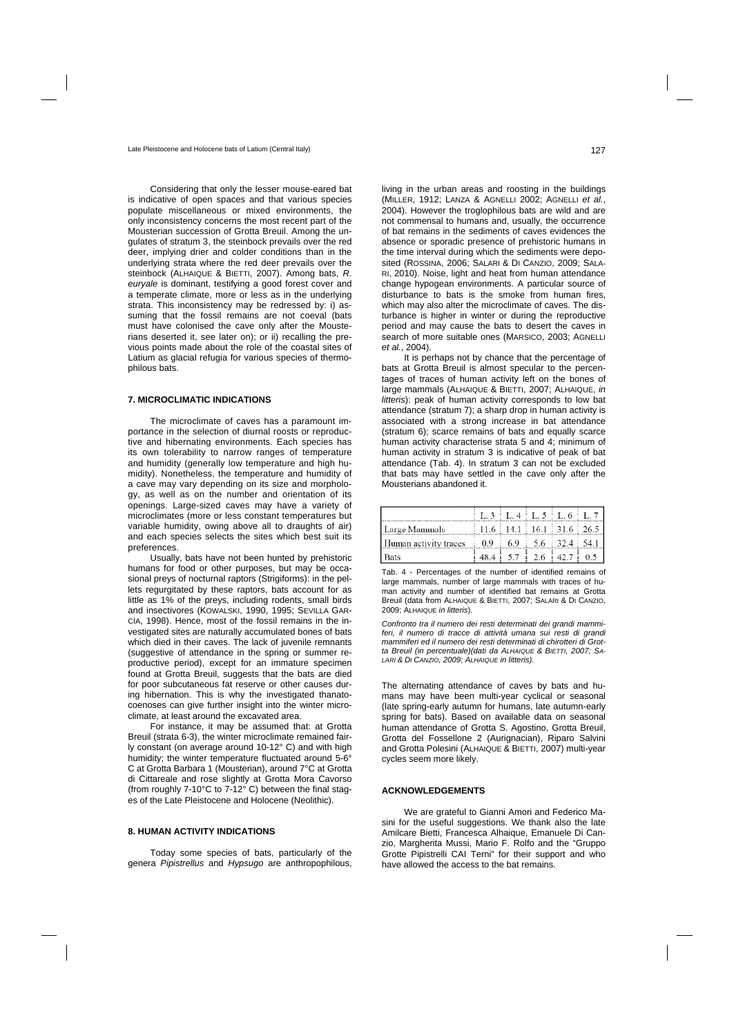Considering that only the lesser mouse-eared bat is indicative of open spaces and that various species populate miscellaneous or mixed environments, the only inconsistency concerns the most recent part of the Mousterian succession of Grotta Breuil. Among the ungulates of stratum 3, the steinbock prevails over the red deer, implying drier and colder conditions than in the underlying strata where the red deer prevails over the steinbock (ALHAIQUE & BIETTI, 2007). Among bats, *R. euryale* is dominant, testifying a good forest cover and a temperate climate, more or less as in the underlying strata. This inconsistency may be redressed by: i) assuming that the fossil remains are not coeval (bats must have colonised the cave only after the Mousterians deserted it, see later on); or ii) recalling the previous points made about the role of the coastal sites of Latium as glacial refugia for various species of thermophilous bats.

## 7. MICROCLIMATIC INDICATIONS

The microclimate of caves has a paramount importance in the selection of diurnal roosts or reproductive and hibernating environments. Each species has its own tolerability to narrow ranges of temperature and humidity (generally low temperature and high humidity). Nonetheless, the temperature and humidity of a cave may vary depending on its size and morphology, as well as on the number and orientation of its openings. Large-sized caves may have a variety of microclimates (more or less constant temperatures but variable humidity, owing above all to draughts of air) and each species selects the sites which best suit its preferences.

Usually, bats have not been hunted by prehistoric humans for food or other purposes, but may be occasional preys of nocturnal raptors (Strigiformes): in the pellets regurgitated by these raptors, bats account for as little as 1% of the preys, including rodents, small birds and insectivores (KOWALSKI, 1990, 1995; SEVILLA GARCÍA, 1998). Hence, most of the fossil remains in the investigated sites are naturally accumulated bones of bats which died in their caves. The lack of juvenile remnants (suggestive of attendance in the spring or summer reproductive period), except for an immature specimen found at Grotta Breuil, suggests that the bats are died for poor subcutaneous fat reserve or other causes during hibernation. This is why the investigated thanatocoenoses can give further insight into the winter microclimate, at least around the excavated area.

For instance, it may be assumed that: at Grotta Breuil (strata 6-3), the winter microclimate remained fairly constant (on average around 10-12° C) and with high humidity; the winter temperature fluctuated around 5-6° C at Grotta Barbara 1 (Mousterian), around 7°C at Grotta di Cittareale and rose slightly at Grotta Mora Cavorso (from roughly 7-10°C to 7-12° C) between the final stages of the Late Pleistocene and Holocene (Neolithic).

## 8. HUMAN ACTIVITY INDICATIONS

Today some species of bats, particularly of the genera *Pipistrellus* and *Hypsugo* are anthropophilous, living in the urban areas and roosting in the buildings (MILLER, 1912; LANZA & AGNELLI 2002; AGNELLI *et al.*, 2004). However the troglophilous bats are wild and are not commensal to humans and, usually, the occurrence of bat remains in the sediments of caves evidences the absence or sporadic presence of prehistoric humans in the time interval during which the sediments were deposited (ROSSINA, 2006; SALARI & DI CANZIO, 2009; SALARI, 2010). Noise, light and heat from human attendance change hypogean environments. A particular source of disturbance to bats is the smoke from human fires, which may also alter the microclimate of caves. The disturbance is higher in winter or during the reproductive period and may cause the bats to desert the caves in search of more suitable ones (MARSICO, 2003; AGNELLI *et al.*, 2004).

It is perhaps not by chance that the percentage of bats at Grotta Breuil is almost specular to the percentages of traces of human activity left on the bones of large mammals (ALHAIQUE & BIETTI, 2007; ALHAIQUE, *in litteris*): peak of human activity corresponds to low bat attendance (stratum 7); a sharp drop in human activity is associated with a strong increase in bat attendance (stratum 6); scarce remains of bats and equally scarce human activity characterise strata 5 and 4; minimum of human activity in stratum 3 is indicative of peak of bat attendance (Tab. 4). In stratum 3 can not be excluded that bats may have settled in the cave only after the Mousterians abandoned it.

| | L. 3 | L. 4 | L. 5 | L. 6 | L. 7 |
|---|---|---|---|---|---|
| Large Mammals | 11.6 | 14.1 | 16.1 | 31.6 | 26.5 |
| Human activity traces | 0.9 | 6.9 | 5.6 | 32.4 | 54.1 |
| Bats | 48.4 | 5.7 | 2.6 | 42.7 | 0.5 |

Tab. 4 - Percentages of the number of identified remains of large mammals, number of large mammals with traces of human activity and number of identified bat remains at Grotta Breuil (data from ALHAIQUE & BIETTI, 2007; SALARI & DI CANZIO, 2009; ALHAIQUE *in litteris*).

*Confronto tra il numero dei resti determinati dei grandi mammiferi, il numero di tracce di attività umana sui resti di grandi mammiferi ed il numero dei resti determinati di chirotteri di Grotta Breuil (in percentuale)(dati da ALHAIQUE & BIETTI, 2007; SALARI & DI CANZIO, 2009; ALHAIQUE in litteris).*

The alternating attendance of caves by bats and humans may have been multi-year cyclical or seasonal (late spring-early autumn for humans, late autumn-early spring for bats). Based on available data on seasonal human attendance of Grotta S. Agostino, Grotta Breuil, Grotta del Fossellone 2 (Aurignacian), Riparo Salvini and Grotta Polesini (ALHAIQUE & BIETTI, 2007) multi-year cycles seem more likely.

## ACKNOWLEDGEMENTS

We are grateful to Gianni Amori and Federico Masini for the useful suggestions. We thank also the late Amilcare Bietti, Francesca Alhaique, Emanuele Di Canzio, Margherita Mussi, Mario F. Rolfo and the "Gruppo Grotte Pipistrelli CAI Terni" for their support and who have allowed the access to the bat remains.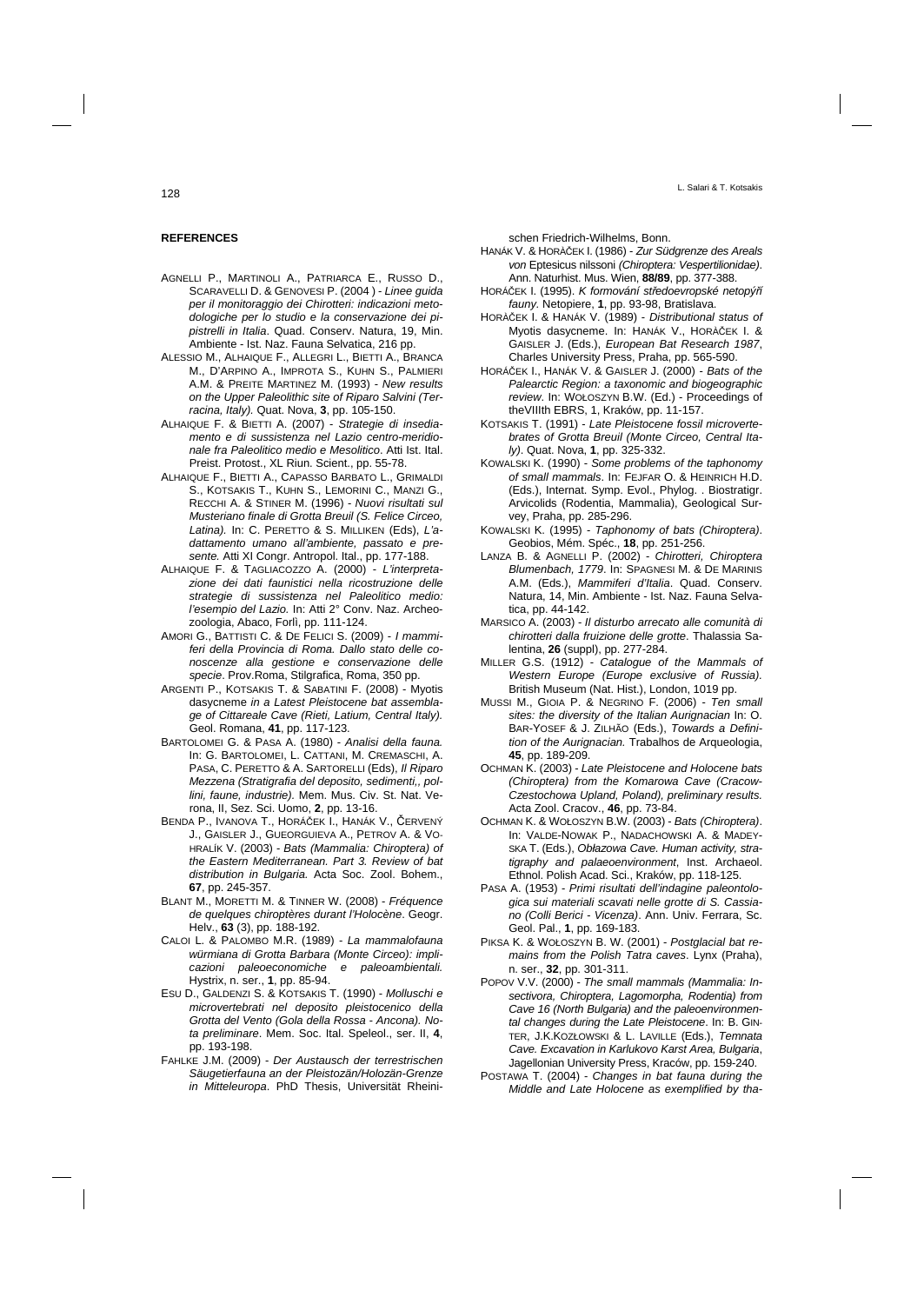## REFERENCES

AGNELLI P., MARTINOLI A., PATRIARCA E., RUSSO D., SCARAVELLI D. & GENOVESI P. (2004 ) - *Linee guida per il monitoraggio dei Chirotteri: indicazioni metodologiche per lo studio e la conservazione dei pipistrelli in Italia*. Quad. Conserv. Natura, 19, Min. Ambiente - Ist. Naz. Fauna Selvatica, 216 pp.

ALESSIO M., ALHAIQUE F., ALLEGRI L., BIETTI A., BRANCA M., D'ARPINO A., IMPROTA S., KUHN S., PALMIERI A.M. & PREITE MARTINEZ M. (1993) - *New results on the Upper Paleolithic site of Riparo Salvini (Terracina, Italy).* Quat. Nova, **3**, pp. 105-150.

ALHAIQUE F. & BIETTI A. (2007) - *Strategie di insediamento e di sussistenza nel Lazio centro-meridionale fra Paleolitico medio e Mesolitico*. Atti Ist. Ital. Preist. Protost., XL Riun. Scient., pp. 55-78.

ALHAIQUE F., BIETTI A., CAPASSO BARBATO L., GRIMALDI S., KOTSAKIS T., KUHN S., LEMORINI C., MANZI G., RECCHI A. & STINER M. (1996) - *Nuovi risultati sul Musteriano finale di Grotta Breuil (S. Felice Circeo, Latina).* In: C. PERETTO & S. MILLIKEN (Eds), *L'adattamento umano all'ambiente, passato e presente.* Atti XI Congr. Antropol. Ital., pp. 177-188.

ALHAIQUE F. & TAGLIACOZZO A. (2000) - *L'interpretazione dei dati faunistici nella ricostruzione delle strategie di sussistenza nel Paleolitico medio: l'esempio del Lazio.* In: Atti 2° Conv. Naz. Archeozoologia, Abaco, Forlì, pp. 111-124.

AMORI G., BATTISTI C. & DE FELICI S. (2009) - *I mammiferi della Provincia di Roma. Dallo stato delle conoscenze alla gestione e conservazione delle specie*. Prov.Roma, Stilgrafica, Roma, 350 pp.

ARGENTI P., KOTSAKIS T. & SABATINI F. (2008) - Myotis dasycneme *in a Latest Pleistocene bat assemblage of Cittareale Cave (Rieti, Latium, Central Italy).* Geol. Romana, **41**, pp. 117-123.

BARTOLOMEI G. & PASA A. (1980) - *Analisi della fauna.* In: G. BARTOLOMEI, L. CATTANI, M. CREMASCHI, A. PASA, C. PERETTO & A. SARTORELLI (Eds), *Il Riparo Mezzena (Stratigrafia del deposito, sedimenti,, pollini, faune, industrie).* Mem. Mus. Civ. St. Nat. Verona, II, Sez. Sci. Uomo, **2**, pp. 13-16.

BENDA P., IVANOVA T., HORÁČEK I., HANÁK V., ČERVENÝ J., GAISLER J., GUEORGUIEVA A., PETROV A. & VOHRALÍK V. (2003) - *Bats (Mammalia: Chiroptera) of the Eastern Mediterranean. Part 3. Review of bat distribution in Bulgaria.* Acta Soc. Zool. Bohem., **67**, pp. 245-357.

BLANT M., MORETTI M. & TINNER W. (2008) - *Fréquence de quelques chiroptères durant l'Holocène*. Geogr. Helv., **63** (3), pp. 188-192.

CALOI L. & PALOMBO M.R. (1989) - *La mammalofauna würmiana di Grotta Barbara (Monte Circeo): implicazioni paleoeconomiche e paleoambientali.* Hystrix, n. ser., **1**, pp. 85-94.

ESU D., GALDENZI S. & KOTSAKIS T. (1990) - *Molluschi e microvertebrati nel deposito pleistocenico della Grotta del Vento (Gola della Rossa - Ancona). Nota preliminare*. Mem. Soc. Ital. Speleol., ser. II, **4**, pp. 193-198.

FAHLKE J.M. (2009) - *Der Austausch der terrestrischen Säugetierfauna an der Pleistozän/Holozän-Grenze in Mitteleuropa*. PhD Thesis, Universität Rheinischen Friedrich-Wilhelms, Bonn.

HANÁK V. & HORÁČEK I. (1986) - *Zur Südgrenze des Areals von* Eptesicus nilssoni *(Chiroptera: Vespertilionidae).* Ann. Naturhist. Mus. Wien, **88/89**, pp. 377-388.

HORÁČEK I. (1995). *K formování středoevropské netopýří fauny.* Netopiere, **1**, pp. 93-98, Bratislava.

HORÀČEK I. & HANÁK V. (1989) - *Distributional status of* Myotis dasycneme. In: HANÁK V., HORÀČEK I. & GAISLER J. (Eds.), *European Bat Research 1987*, Charles University Press, Praha, pp. 565-590.

HORÁČEK I., HANÁK V. & GAISLER J. (2000) - *Bats of the Palearctic Region: a taxonomic and biogeographic review*. In: WOŁOSZYN B.W. (Ed.) - Proceedings of theVIIIth EBRS, 1, Kraków, pp. 11-157.

KOTSAKIS T. (1991) - *Late Pleistocene fossil microvertebrates of Grotta Breuil (Monte Circeo, Central Italy)*. Quat. Nova, **1**, pp. 325-332.

KOWALSKI K. (1990) - *Some problems of the taphonomy of small mammals*. In: FEJFAR O. & HEINRICH H.D. (Eds.), Internat. Symp. Evol., Phylog. . Biostratigr. Arvicolids (Rodentia, Mammalia), Geological Survey, Praha, pp. 285-296.

KOWALSKI K. (1995) - *Taphonomy of bats (Chiroptera)*. Geobios, Mém. Spéc., **18**, pp. 251-256.

LANZA B. & AGNELLI P. (2002) - *Chirotteri, Chiroptera Blumenbach, 1779*. In: SPAGNESI M. & DE MARINIS A.M. (Eds.), *Mammiferi d'Italia*. Quad. Conserv. Natura, 14, Min. Ambiente - Ist. Naz. Fauna Selvatica, pp. 44-142.

MARSICO A. (2003) - *Il disturbo arrecato alle comunità di chirotteri dalla fruizione delle grotte*. Thalassia Salentina, **26** (suppl), pp. 277-284.

MILLER G.S. (1912) - *Catalogue of the Mammals of Western Europe (Europe exclusive of Russia).* British Museum (Nat. Hist.), London, 1019 pp.

MUSSI M., GIOIA P. & NEGRINO F. (2006) - *Ten small sites: the diversity of the Italian Aurignacian* In: O. BAR-YOSEF & J. ZILHÃO (Eds.), *Towards a Definition of the Aurignacian.* Trabalhos de Arqueologia, **45**, pp. 189-209.

OCHMAN K. (2003) - *Late Pleistocene and Holocene bats (Chiroptera) from the Komarowa Cave (Cracow-Czestochowa Upland, Poland), preliminary results.* Acta Zool. Cracov., **46**, pp. 73-84.

OCHMAN K. & WOŁOSZYN B.W. (2003) - *Bats (Chiroptera)*. In: VALDE-NOWAK P., NADACHOWSKI A. & MADEYSKA T. (Eds.), *Obłazowa Cave. Human activity, stratigraphy and palaeoenvironment*, Inst. Archaeol. Ethnol. Polish Acad. Sci., Kraków, pp. 118-125.

PASA A. (1953) - *Primi risultati dell'indagine paleontologica sui materiali scavati nelle grotte di S. Cassiano (Colli Berici - Vicenza)*. Ann. Univ. Ferrara, Sc. Geol. Pal., **1**, pp. 169-183.

PIKSA K. & WOŁOSZYN B. W. (2001) - *Postglacial bat remains from the Polish Tatra caves*. Lynx (Praha), n. ser., **32**, pp. 301-311.

POPOV V.V. (2000) - *The small mammals (Mammalia: Insectivora, Chiroptera, Lagomorpha, Rodentia) from Cave 16 (North Bulgaria) and the paleoenvironmental changes during the Late Pleistocene*. In: B. GINTER, J.K.KOZŁOWSKI & L. LAVILLE (Eds.), *Temnata Cave. Excavation in Karlukovo Karst Area, Bulgaria*, Jagellonian University Press, Kraców, pp. 159-240.

POSTAWA T. (2004) - *Changes in bat fauna during the Middle and Late Holocene as exemplified by tha-*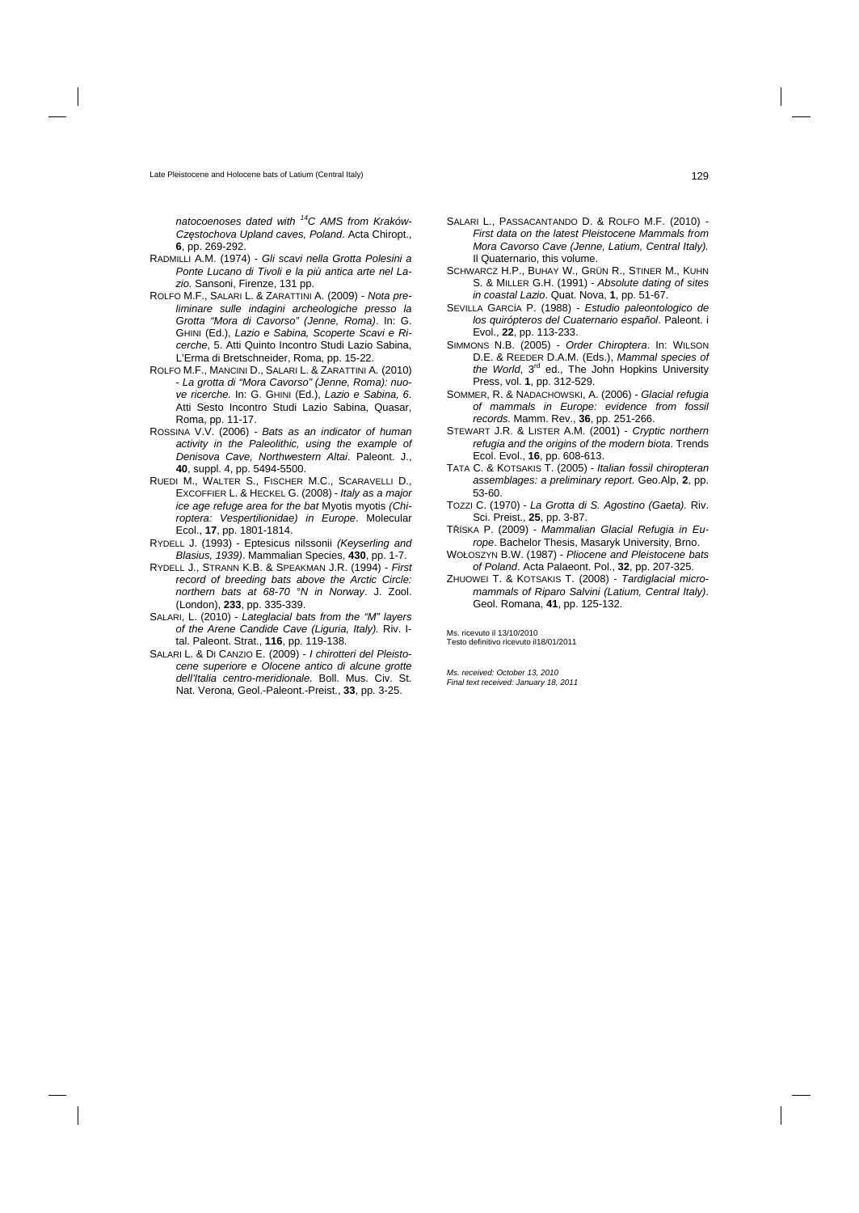*natocoenoses dated with $^{14}C$ AMS from Kraków-Częstochova Upland caves, Poland*. Acta Chiropt., **6**, pp. 269-292.

RADMILLI A.M. (1974) - *Gli scavi nella Grotta Polesini a Ponte Lucano di Tivoli e la più antica arte nel Lazio.* Sansoni, Firenze, 131 pp.

ROLFO M.F., SALARI L. & ZARATTINI A. (2009) - *Nota preliminare sulle indagini archeologiche presso la Grotta "Mora di Cavorso" (Jenne, Roma)*. In: G. GHINI (Ed.), *Lazio e Sabina, Scoperte Scavi e Ricerche*, 5. Atti Quinto Incontro Studi Lazio Sabina, L'Erma di Bretschneider, Roma, pp. 15-22.

ROLFO M.F., MANCINI D., SALARI L. & ZARATTINI A. (2010) - *La grotta di "Mora Cavorso" (Jenne, Roma): nuove ricerche.* In: G. GHINI (Ed.), *Lazio e Sabina, 6*. Atti Sesto Incontro Studi Lazio Sabina, Quasar, Roma, pp. 11-17.

ROSSINA V.V. (2006) - *Bats as an indicator of human activity in the Paleolithic, using the example of Denisova Cave, Northwestern Altai*. Paleont. J., **40**, suppl. 4, pp. 5494-5500.

RUEDI M., WALTER S., FISCHER M.C., SCARAVELLI D., EXCOFFIER L. & HECKEL G. (2008) - *Italy as a major ice age refuge area for the bat* Myotis myotis *(Chiroptera: Vespertilionidae) in Europe*. Molecular Ecol., **17**, pp. 1801-1814.

RYDELL J. (1993) - Eptesicus nilssonii *(Keyserling and Blasius, 1939)*. Mammalian Species, **430**, pp. 1-7.

RYDELL J., STRANN K.B. & SPEAKMAN J.R. (1994) - *First record of breeding bats above the Arctic Circle: northern bats at 68-70 °N in Norway*. J. Zool. (London), **233**, pp. 335-339.

SALARI, L. (2010) - *Lateglacial bats from the "M" layers of the Arene Candide Cave (Liguria, Italy).* Riv. Ital. Paleont. Strat., **116**, pp. 119-138.

SALARI L. & DI CANZIO E. (2009) - *I chirotteri del Pleistocene superiore e Olocene antico di alcune grotte dell'Italia centro-meridionale.* Boll. Mus. Civ. St. Nat. Verona, Geol.-Paleont.-Preist., **33**, pp. 3-25.

SALARI L., PASSACANTANDO D. & ROLFO M.F. (2010) - *First data on the latest Pleistocene Mammals from Mora Cavorso Cave (Jenne, Latium, Central Italy).* Il Quaternario, this volume.

SCHWARCZ H.P., BUHAY W., GRÜN R., STINER M., KUHN S. & MILLER G.H. (1991) - *Absolute dating of sites in coastal Lazio*. Quat. Nova, **1**, pp. 51-67.

SEVILLA GARCÍA P. (1988) - *Estudio paleontologico de los quirópteros del Cuaternario español*. Paleont. i Evol., **22**, pp. 113-233.

SIMMONS N.B. (2005) - *Order Chiroptera*. In: WILSON D.E. & REEDER D.A.M. (Eds.), *Mammal species of the World*, 3rd ed., The John Hopkins University Press, vol. **1**, pp. 312-529.

SOMMER, R. & NADACHOWSKI, A. (2006) - *Glacial refugia of mammals in Europe: evidence from fossil records.* Mamm. Rev., **36**, pp. 251-266.

STEWART J.R. & LISTER A.M. (2001) - *Cryptic northern refugia and the origins of the modern biota*. Trends Ecol. Evol., **16**, pp. 608-613.

TATA C. & KOTSAKIS T. (2005) - *Italian fossil chiropteran assemblages: a preliminary report*. Geo.Alp, **2**, pp. 53-60.

TOZZI C. (1970) - *La Grotta di S. Agostino (Gaeta).* Riv. Sci. Preist., **25**, pp. 3-87.

TŘÍSKA P. (2009) - *Mammalian Glacial Refugia in Europe*. Bachelor Thesis, Masaryk University, Brno.

WOŁOSZYN B.W. (1987) - *Pliocene and Pleistocene bats of Poland*. Acta Palaeont. Pol., **32**, pp. 207-325.

ZHUOWEI T. & KOTSAKIS T. (2008) - *Tardiglacial micromammals of Riparo Salvini (Latium, Central Italy)*. Geol. Romana, **41**, pp. 125-132.

Ms. ricevuto il 13/10/2010
Testo definitivo ricevuto il18/01/2011

*Ms. received: October 13, 2010*
*Final text received: January 18, 2011*